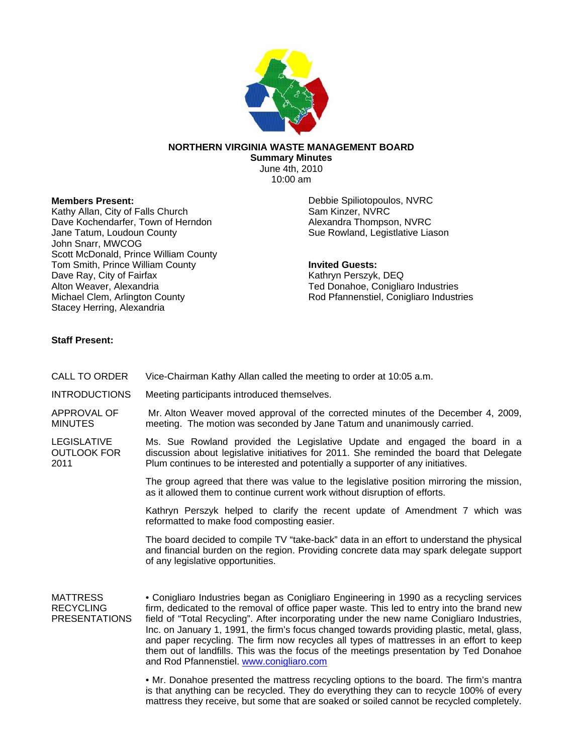# NORTHERN VIRGINIA WASTE MANAGEMENT BOARD

**Summary Minutes**
June 4th, 2010
10:00 am

**Members Present:**
Kathy Allan, City of Falls Church
Dave Kochendarfer, Town of Herndon
Jane Tatum, Loudoun County
John Snarr, MWCOG
Scott McDonald, Prince William County
Tom Smith, Prince William County
Dave Ray, City of Fairfax
Alton Weaver, Alexandria
Michael Clem, Arlington County
Stacey Herring, Alexandria

Debbie Spiliotopoulos, NVRC
Sam Kinzer, NVRC
Alexandra Thompson, NVRC
Sue Rowland, Legistlative Liason

**Invited Guests:**
Kathryn Perszyk, DEQ
Ted Donahoe, Conigliaro Industries
Rod Pfannenstiel, Conigliaro Industries

**Staff Present:**

CALL TO ORDER — Vice-Chairman Kathy Allan called the meeting to order at 10:05 a.m.

INTRODUCTIONS — Meeting participants introduced themselves.

APPROVAL OF MINUTES — Mr. Alton Weaver moved approval of the corrected minutes of the December 4, 2009, meeting. The motion was seconded by Jane Tatum and unanimously carried.

LEGISLATIVE OUTLOOK FOR 2011 — Ms. Sue Rowland provided the Legislative Update and engaged the board in a discussion about legislative initiatives for 2011. She reminded the board that Delegate Plum continues to be interested and potentially a supporter of any initiatives.

The group agreed that there was value to the legislative position mirroring the mission, as it allowed them to continue current work without disruption of efforts.

Kathryn Perszyk helped to clarify the recent update of Amendment 7 which was reformatted to make food composting easier.

The board decided to compile TV "take-back" data in an effort to understand the physical and financial burden on the region. Providing concrete data may spark delegate support of any legislative opportunities.

MATTRESS RECYCLING PRESENTATIONS

• Conigliaro Industries began as Conigliaro Engineering in 1990 as a recycling services firm, dedicated to the removal of office paper waste. This led to entry into the brand new field of "Total Recycling". After incorporating under the new name Conigliaro Industries, Inc. on January 1, 1991, the firm's focus changed towards providing plastic, metal, glass, and paper recycling. The firm now recycles all types of mattresses in an effort to keep them out of landfills. This was the focus of the meetings presentation by Ted Donahoe and Rod Pfannenstiel. www.conigliaro.com

• Mr. Donahoe presented the mattress recycling options to the board. The firm's mantra is that anything can be recycled. They do everything they can to recycle 100% of every mattress they receive, but some that are soaked or soiled cannot be recycled completely.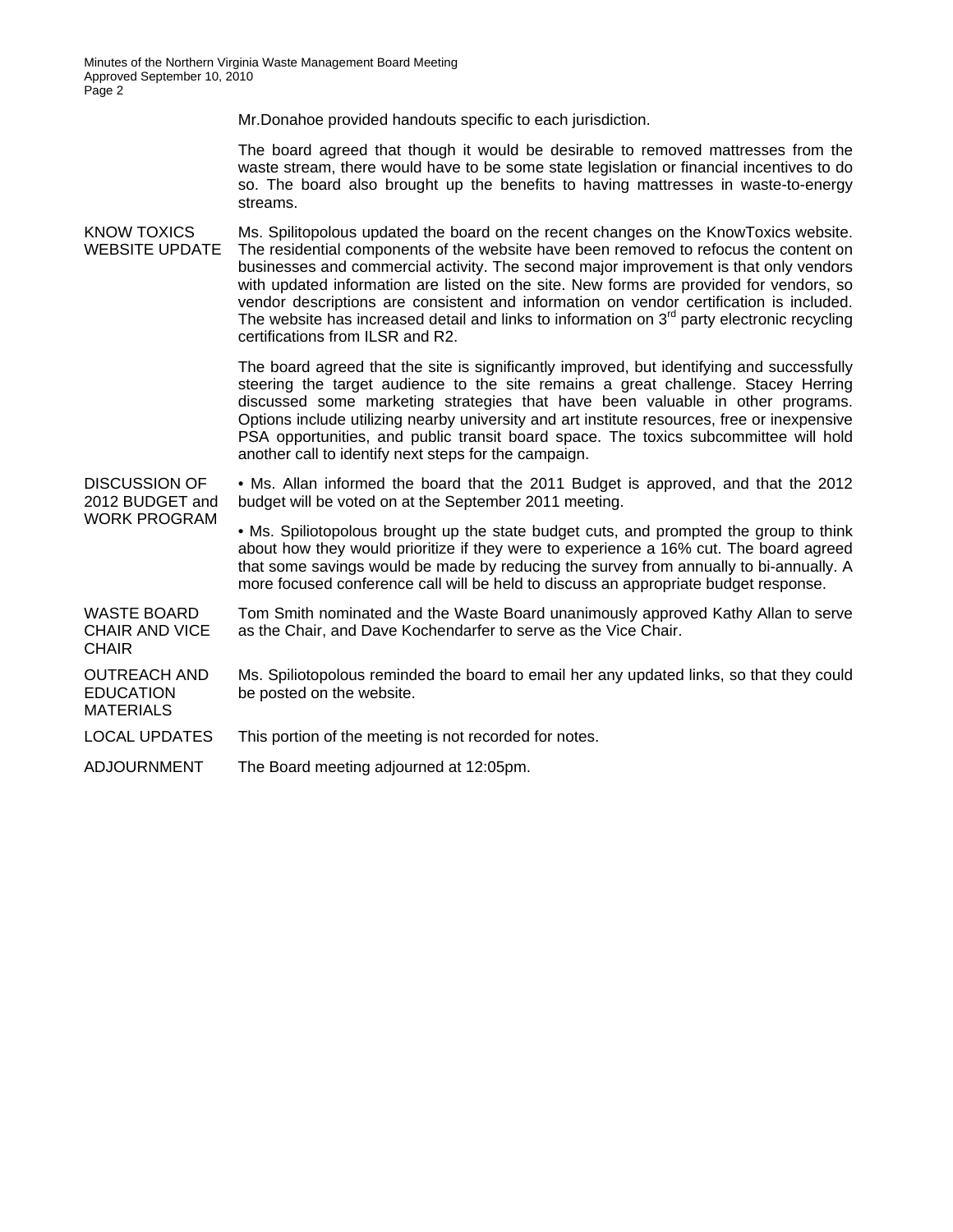Mr.Donahoe provided handouts specific to each jurisdiction.

The board agreed that though it would be desirable to removed mattresses from the waste stream, there would have to be some state legislation or financial incentives to do so. The board also brought up the benefits to having mattresses in waste-to-energy streams.

**KNOW TOXICS WEBSITE UPDATE**

Ms. Spilitopolous updated the board on the recent changes on the KnowToxics website. The residential components of the website have been removed to refocus the content on businesses and commercial activity. The second major improvement is that only vendors with updated information are listed on the site. New forms are provided for vendors, so vendor descriptions are consistent and information on vendor certification is included. The website has increased detail and links to information on 3rd party electronic recycling certifications from ILSR and R2.

The board agreed that the site is significantly improved, but identifying and successfully steering the target audience to the site remains a great challenge. Stacey Herring discussed some marketing strategies that have been valuable in other programs. Options include utilizing nearby university and art institute resources, free or inexpensive PSA opportunities, and public transit board space. The toxics subcommittee will hold another call to identify next steps for the campaign.

**DISCUSSION OF 2012 BUDGET and WORK PROGRAM**

- Ms. Allan informed the board that the 2011 Budget is approved, and that the 2012 budget will be voted on at the September 2011 meeting.
- Ms. Spiliotopolous brought up the state budget cuts, and prompted the group to think about how they would prioritize if they were to experience a 16% cut. The board agreed that some savings would be made by reducing the survey from annually to bi-annually. A more focused conference call will be held to discuss an appropriate budget response.

**WASTE BOARD CHAIR AND VICE CHAIR**

Tom Smith nominated and the Waste Board unanimously approved Kathy Allan to serve as the Chair, and Dave Kochendarfer to serve as the Vice Chair.

**OUTREACH AND EDUCATION MATERIALS**

Ms. Spiliotopolous reminded the board to email her any updated links, so that they could be posted on the website.

**LOCAL UPDATES**

This portion of the meeting is not recorded for notes.

**ADJOURNMENT**

The Board meeting adjourned at 12:05pm.